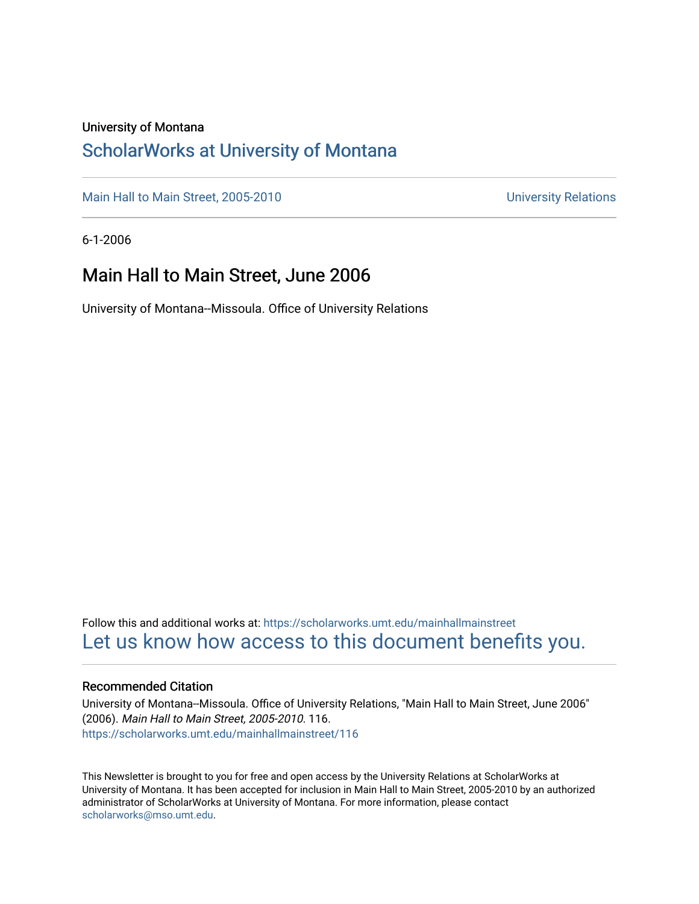University of Montana

# ScholarWorks at University of Montana

Main Hall to Main Street, 2005-2010 University Relations

6-1-2006

## Main Hall to Main Street, June 2006

University of Montana--Missoula. Office of University Relations

Follow this and additional works at: https://scholarworks.umt.edu/mainhallmainstreet

Let us know how access to this document benefits you.

### Recommended Citation

University of Montana--Missoula. Office of University Relations, "Main Hall to Main Street, June 2006" (2006). *Main Hall to Main Street, 2005-2010*. 116.
https://scholarworks.umt.edu/mainhallmainstreet/116

This Newsletter is brought to you for free and open access by the University Relations at ScholarWorks at University of Montana. It has been accepted for inclusion in Main Hall to Main Street, 2005-2010 by an authorized administrator of ScholarWorks at University of Montana. For more information, please contact scholarworks@mso.umt.edu.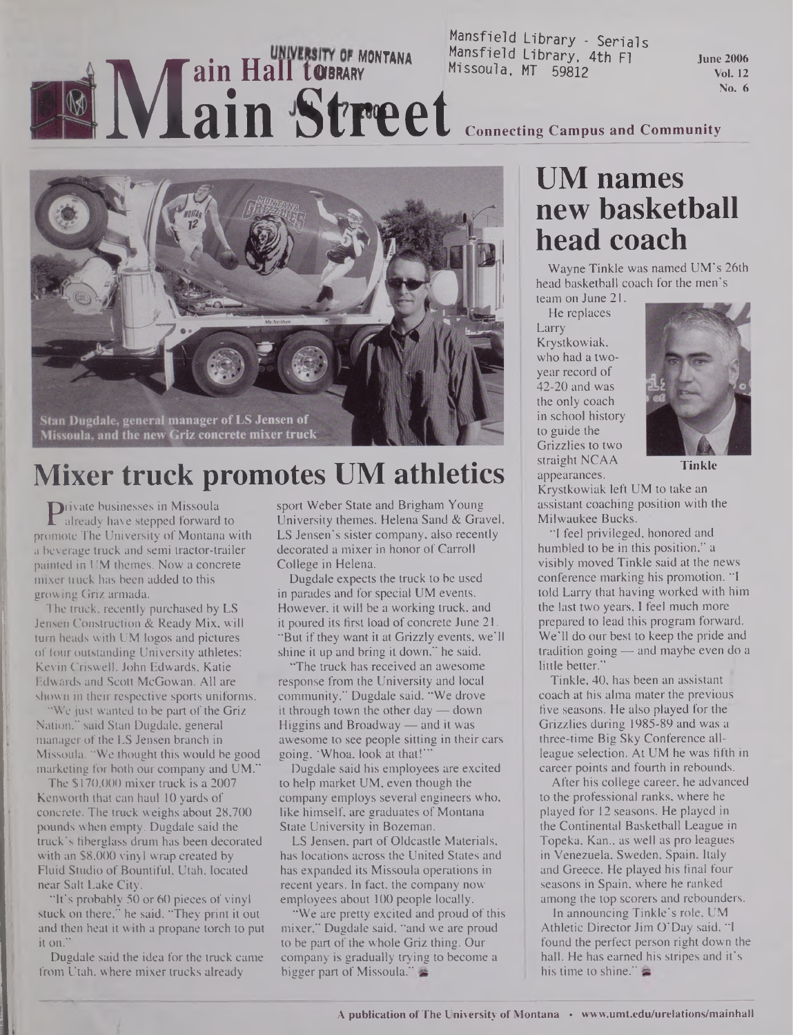Mansfield Library - Serials
Mansfield Library, 4th Fl
Missoula, MT 59812

# Main Hall to Main Street

**Connecting Campus and Community**

June 2006
Vol. 12
No. 6

Stan Dugdale, general manager of LS Jensen of Missoula, and the new Griz concrete mixer truck

## Mixer truck promotes UM athletics

Private businesses in Missoula already have stepped forward to promote The University of Montana with a beverage truck and semi tractor-trailer painted in UM themes. Now a concrete mixer truck has been added to this growing Griz armada.

The truck, recently purchased by LS Jensen Construction & Ready Mix, will turn heads with UM logos and pictures of four outstanding University athletes: Kevin Criswell, John Edwards, Katie Edwards and Scott McGowan. All are shown in their respective sports uniforms.

"We just wanted to be part of the Griz Nation," said Stan Dugdale, general manager of the LS Jensen branch in Missoula. "We thought this would be good marketing for both our company and UM."

The $170,000 mixer truck is a 2007 Kenworth that can haul 10 yards of concrete. The truck weighs about 28,700 pounds when empty. Dugdale said the truck's fiberglass drum has been decorated with an $8,000 vinyl wrap created by Fluid Studio of Bountiful, Utah, located near Salt Lake City.

"It's probably 50 or 60 pieces of vinyl stuck on there," he said. "They print it out and then heat it with a propane torch to put it on."

Dugdale said the idea for the truck came from Utah, where mixer trucks already sport Weber State and Brigham Young University themes. Helena Sand & Gravel, LS Jensen's sister company, also recently decorated a mixer in honor of Carroll College in Helena.

Dugdale expects the truck to be used in parades and for special UM events. However, it will be a working truck, and it poured its first load of concrete June 21. "But if they want it at Grizzly events, we'll shine it up and bring it down," he said.

"The truck has received an awesome response from the University and local community," Dugdale said. "We drove it through town the other day — down Higgins and Broadway — and it was awesome to see people sitting in their cars going, 'Whoa, look at that!'"

Dugdale said his employees are excited to help market UM, even though the company employs several engineers who, like himself, are graduates of Montana State University in Bozeman.

LS Jensen, part of Oldcastle Materials, has locations across the United States and has expanded its Missoula operations in recent years. In fact, the company now employs about 100 people locally.

"We are pretty excited and proud of this mixer," Dugdale said, "and we are proud to be part of the whole Griz thing. Our company is gradually trying to become a bigger part of Missoula."

## UM names new basketball head coach

Wayne Tinkle was named UM's 26th head basketball coach for the men's team on June 21.

He replaces Larry Krystkowiak, who had a two-year record of 42-20 and was the only coach in school history to guide the Grizzlies to two straight NCAA appearances. Krystkowiak left UM to take an assistant coaching position with the Milwaukee Bucks.

Tinkle

"I feel privileged, honored and humbled to be in this position," a visibly moved Tinkle said at the news conference marking his promotion. "I told Larry that having worked with him the last two years, I feel much more prepared to lead this program forward. We'll do our best to keep the pride and tradition going — and maybe even do a little better."

Tinkle, 40, has been an assistant coach at his alma mater the previous five seasons. He also played for the Grizzlies during 1985-89 and was a three-time Big Sky Conference all-league selection. At UM he was fifth in career points and fourth in rebounds.

After his college career, he advanced to the professional ranks, where he played for 12 seasons. He played in the Continental Basketball League in Topeka, Kan., as well as pro leagues in Venezuela, Sweden, Spain, Italy and Greece. He played his final four seasons in Spain, where he ranked among the top scorers and rebounders.

In announcing Tinkle's role, UM Athletic Director Jim O'Day said, "I found the perfect person right down the hall. He has earned his stripes and it's his time to shine."

A publication of The University of Montana • www.umt.edu/urelations/mainhall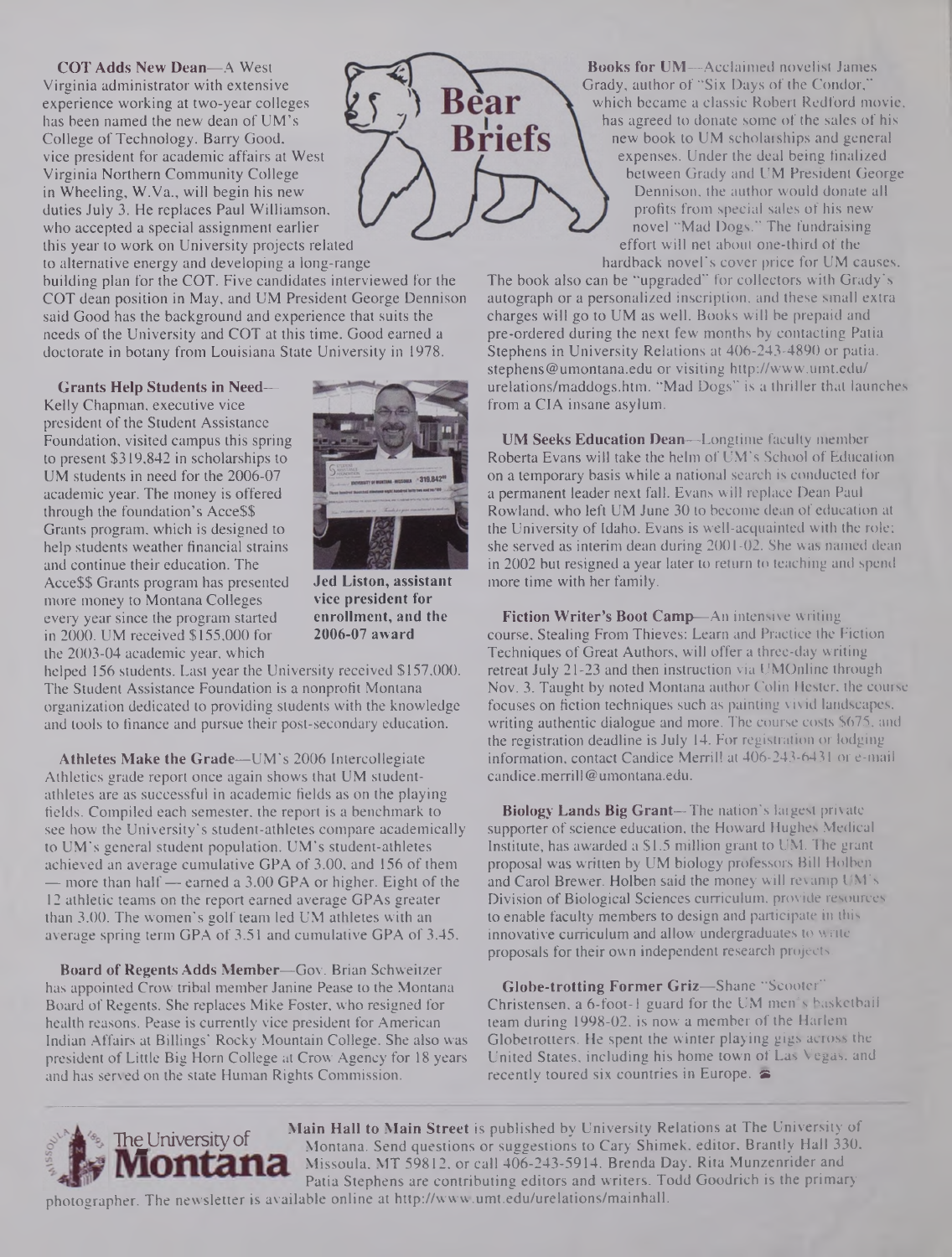# Bear Briefs

**COT Adds New Dean**—A West Virginia administrator with extensive experience working at two-year colleges has been named the new dean of UM's College of Technology. Barry Good, vice president for academic affairs at West Virginia Northern Community College in Wheeling, W.Va., will begin his new duties July 3. He replaces Paul Williamson, who accepted a special assignment earlier this year to work on University projects related to alternative energy and developing a long-range building plan for the COT. Five candidates interviewed for the COT dean position in May, and UM President George Dennison said Good has the background and experience that suits the needs of the University and COT at this time. Good earned a doctorate in botany from Louisiana State University in 1978.

**Grants Help Students in Need**—Kelly Chapman, executive vice president of the Student Assistance Foundation, visited campus this spring to present $319,842 in scholarships to UM students in need for the 2006-07 academic year. The money is offered through the foundation's Acce$$ Grants program, which is designed to help students weather financial strains and continue their education. The Acce$$ Grants program has presented more money to Montana Colleges every year since the program started in 2000. UM received $155,000 for the 2003-04 academic year, which helped 156 students. Last year the University received $157,000. The Student Assistance Foundation is a nonprofit Montana organization dedicated to providing students with the knowledge and tools to finance and pursue their post-secondary education.

**Jed Liston, assistant vice president for enrollment, and the 2006-07 award**

**Athletes Make the Grade**—UM's 2006 Intercollegiate Athletics grade report once again shows that UM student-athletes are as successful in academic fields as on the playing fields. Compiled each semester, the report is a benchmark to see how the University's student-athletes compare academically to UM's general student population. UM's student-athletes achieved an average cumulative GPA of 3.00, and 156 of them — more than half — earned a 3.00 GPA or higher. Eight of the 12 athletic teams on the report earned average GPAs greater than 3.00. The women's golf team led UM athletes with an average spring term GPA of 3.51 and cumulative GPA of 3.45.

**Board of Regents Adds Member**—Gov. Brian Schweitzer has appointed Crow tribal member Janine Pease to the Montana Board of Regents. She replaces Mike Foster, who resigned for health reasons. Pease is currently vice president for American Indian Affairs at Billings' Rocky Mountain College. She also was president of Little Big Horn College at Crow Agency for 18 years and has served on the state Human Rights Commission.

**Books for UM**—Acclaimed novelist James Grady, author of "Six Days of the Condor," which became a classic Robert Redford movie, has agreed to donate some of the sales of his new book to UM scholarships and general expenses. Under the deal being finalized between Grady and UM President George Dennison, the author would donate all profits from special sales of his new novel "Mad Dogs." The fundraising effort will net about one-third of the hardback novel's cover price for UM causes. The book also can be "upgraded" for collectors with Grady's autograph or a personalized inscription, and these small extra charges will go to UM as well. Books will be prepaid and pre-ordered during the next few months by contacting Patia Stephens in University Relations at 406-243-4890 or patia.stephens@umontana.edu or visiting http://www.umt.edu/urelations/maddogs.htm. "Mad Dogs" is a thriller that launches from a CIA insane asylum.

**UM Seeks Education Dean**—Longtime faculty member Roberta Evans will take the helm of UM's School of Education on a temporary basis while a national search is conducted for a permanent leader next fall. Evans will replace Dean Paul Rowland, who left UM June 30 to become dean of education at the University of Idaho. Evans is well-acquainted with the role: she served as interim dean during 2001-02. She was named dean in 2002 but resigned a year later to return to teaching and spend more time with her family.

**Fiction Writer's Boot Camp**—An intensive writing course, Stealing From Thieves: Learn and Practice the Fiction Techniques of Great Authors, will offer a three-day writing retreat July 21-23 and then instruction via UMOnline through Nov. 3. Taught by noted Montana author Colin Hester, the course focuses on fiction techniques such as painting vivid landscapes, writing authentic dialogue and more. The course costs $675, and the registration deadline is July 14. For registration or lodging information, contact Candice Merrill at 406-243-6431 or e-mail candice.merrill@umontana.edu.

**Biology Lands Big Grant**—The nation's largest private supporter of science education, the Howard Hughes Medical Institute, has awarded a $1.5 million grant to UM. The grant proposal was written by UM biology professors Bill Holben and Carol Brewer. Holben said the money will revamp UM's Division of Biological Sciences curriculum, provide resources to enable faculty members to design and participate in this innovative curriculum and allow undergraduates to write proposals for their own independent research projects.

**Globe-trotting Former Griz**—Shane "Scooter" Christensen, a 6-foot-1 guard for the UM men's basketball team during 1998-02, is now a member of the Harlem Globetrotters. He spent the winter playing gigs across the United States, including his home town of Las Vegas, and recently toured six countries in Europe.

---

The University of Montana

**Main Hall to Main Street** is published by University Relations at The University of Montana. Send questions or suggestions to Cary Shimek, editor, Brantly Hall 330, Missoula, MT 59812, or call 406-243-5914. Brenda Day, Rita Munzenrider and Patia Stephens are contributing editors and writers. Todd Goodrich is the primary photographer. The newsletter is available online at http://www.umt.edu/urelations/mainhall.